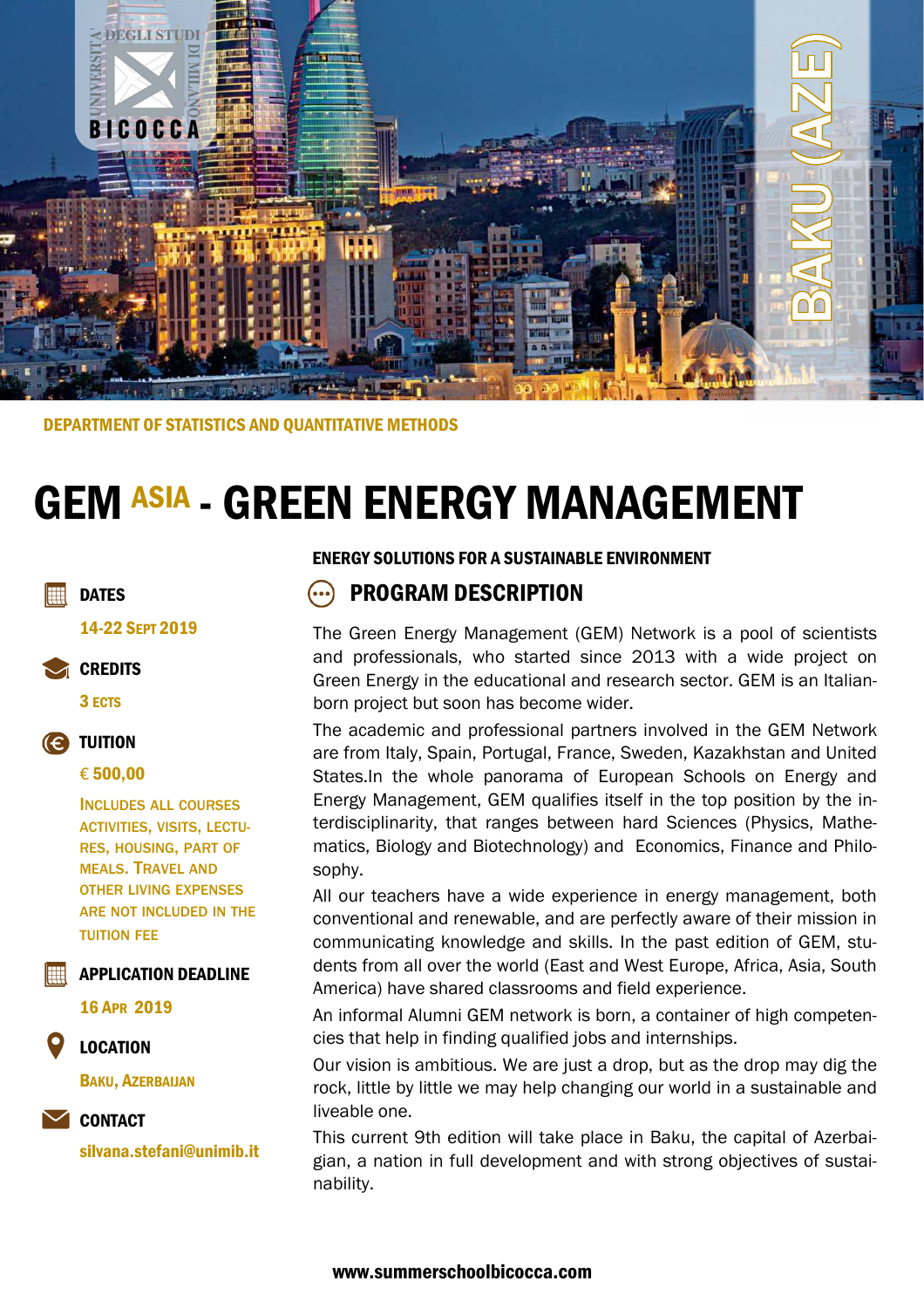BAKU (AZE)

DEPARTMENT OF STATISTICS AND QUANTITATIVE METHODS

# GEM ASIA - GREEN ENERGY MANAGEMENT

**DATES**

14-22 Sept 2019

**CREDITS**

3 ECTS

**TUITION**

€ 500,00

Includes all courses activities, visits, lectures, housing, part of meals. Travel and other living expenses are not included in the tuition fee

**APPLICATION DEADLINE**

16 Apr 2019

**LOCATION**

Baku, Azerbaijan

**CONTACT**

silvana.stefani@unimib.it

### ENERGY SOLUTIONS FOR A SUSTAINABLE ENVIRONMENT

## PROGRAM DESCRIPTION

The Green Energy Management (GEM) Network is a pool of scientists and professionals, who started since 2013 with a wide project on Green Energy in the educational and research sector. GEM is an Italian-born project but soon has become wider.

The academic and professional partners involved in the GEM Network are from Italy, Spain, Portugal, France, Sweden, Kazakhstan and United States.In the whole panorama of European Schools on Energy and Energy Management, GEM qualifies itself in the top position by the interdisciplinarity, that ranges between hard Sciences (Physics, Mathematics, Biology and Biotechnology) and Economics, Finance and Philosophy.

All our teachers have a wide experience in energy management, both conventional and renewable, and are perfectly aware of their mission in communicating knowledge and skills. In the past edition of GEM, students from all over the world (East and West Europe, Africa, Asia, South America) have shared classrooms and field experience.

An informal Alumni GEM network is born, a container of high competencies that help in finding qualified jobs and internships.

Our vision is ambitious. We are just a drop, but as the drop may dig the rock, little by little we may help changing our world in a sustainable and liveable one.

This current 9th edition will take place in Baku, the capital of Azerbaigian, a nation in full development and with strong objectives of sustainability.

www.summerschoolbicocca.com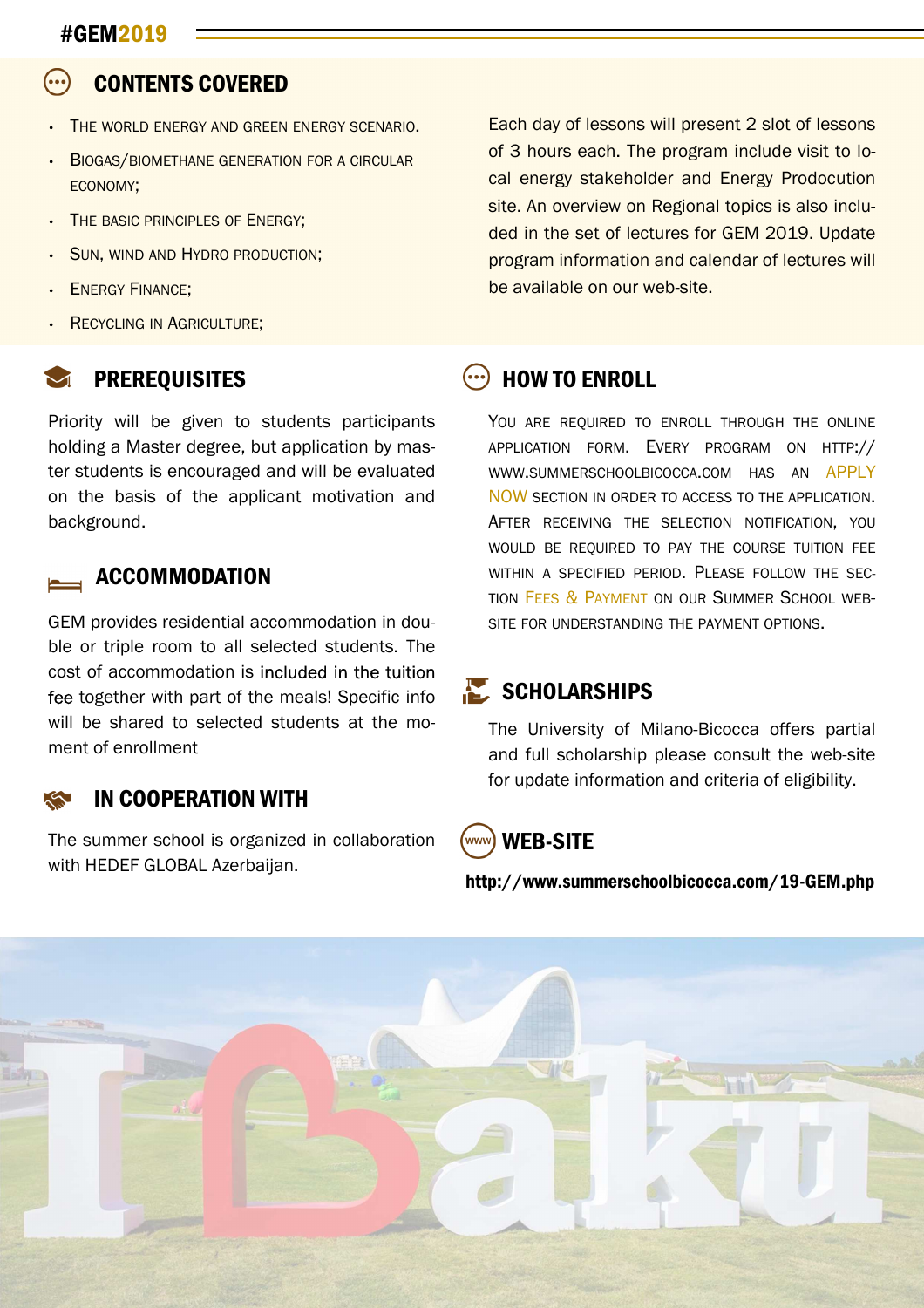## CONTENTS COVERED

- The world energy and green energy scenario.
- Biogas/biomethane generation for a circular economy;
- The basic principles of Energy;
- Sun, wind and Hydro production;
- Energy Finance;
- Recycling in Agriculture;

Each day of lessons will present 2 slot of lessons of 3 hours each. The program include visit to local energy stakeholder and Energy Prodocution site. An overview on Regional topics is also included in the set of lectures for GEM 2019. Update program information and calendar of lectures will be available on our web-site.

## PREREQUISITES

Priority will be given to students participants holding a Master degree, but application by master students is encouraged and will be evaluated on the basis of the applicant motivation and background.

## ACCOMMODATION

GEM provides residential accommodation in double or triple room to all selected students. The cost of accommodation is included in the tuition fee together with part of the meals! Specific info will be shared to selected students at the moment of enrollment

## IN COOPERATION WITH

The summer school is organized in collaboration with HEDEF GLOBAL Azerbaijan.

## HOW TO ENROLL

You are required to enroll through the online application form. Every program on http://www.summerschoolbicocca.com has an Apply Now section in order to access to the application. After receiving the selection notification, you would be required to pay the course tuition fee within a specified period. Please follow the section Fees & Payment on our Summer School web-site for understanding the payment options.

## SCHOLARSHIPS

The University of Milano-Bicocca offers partial and full scholarship please consult the web-site for update information and criteria of eligibility.

## WEB-SITE

**http://www.summerschoolbicocca.com/19-GEM.php**